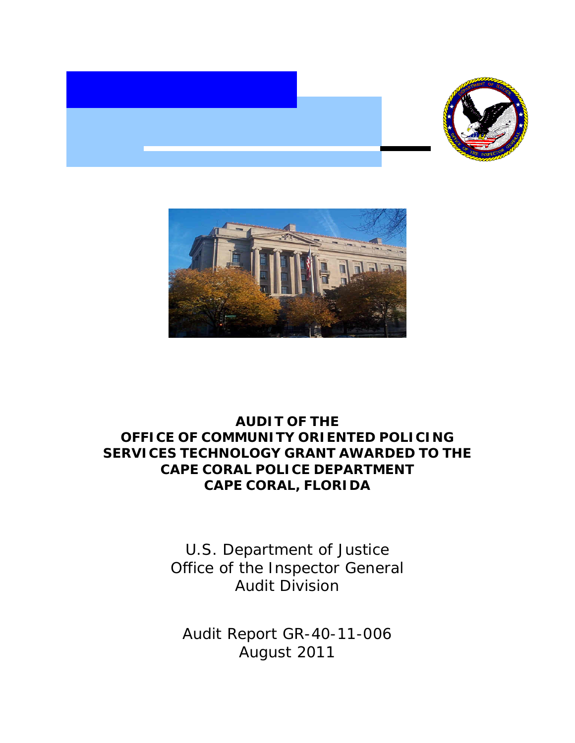# AUDIT OF THE OFFICE OF COMMUNITY ORIENTED POLICING SERVICES TECHNOLOGY GRANT AWARDED TO THE CAPE CORAL POLICE DEPARTMENT CAPE CORAL, FLORIDA

U.S. Department of Justice
Office of the Inspector General
Audit Division

Audit Report GR-40-11-006
August 2011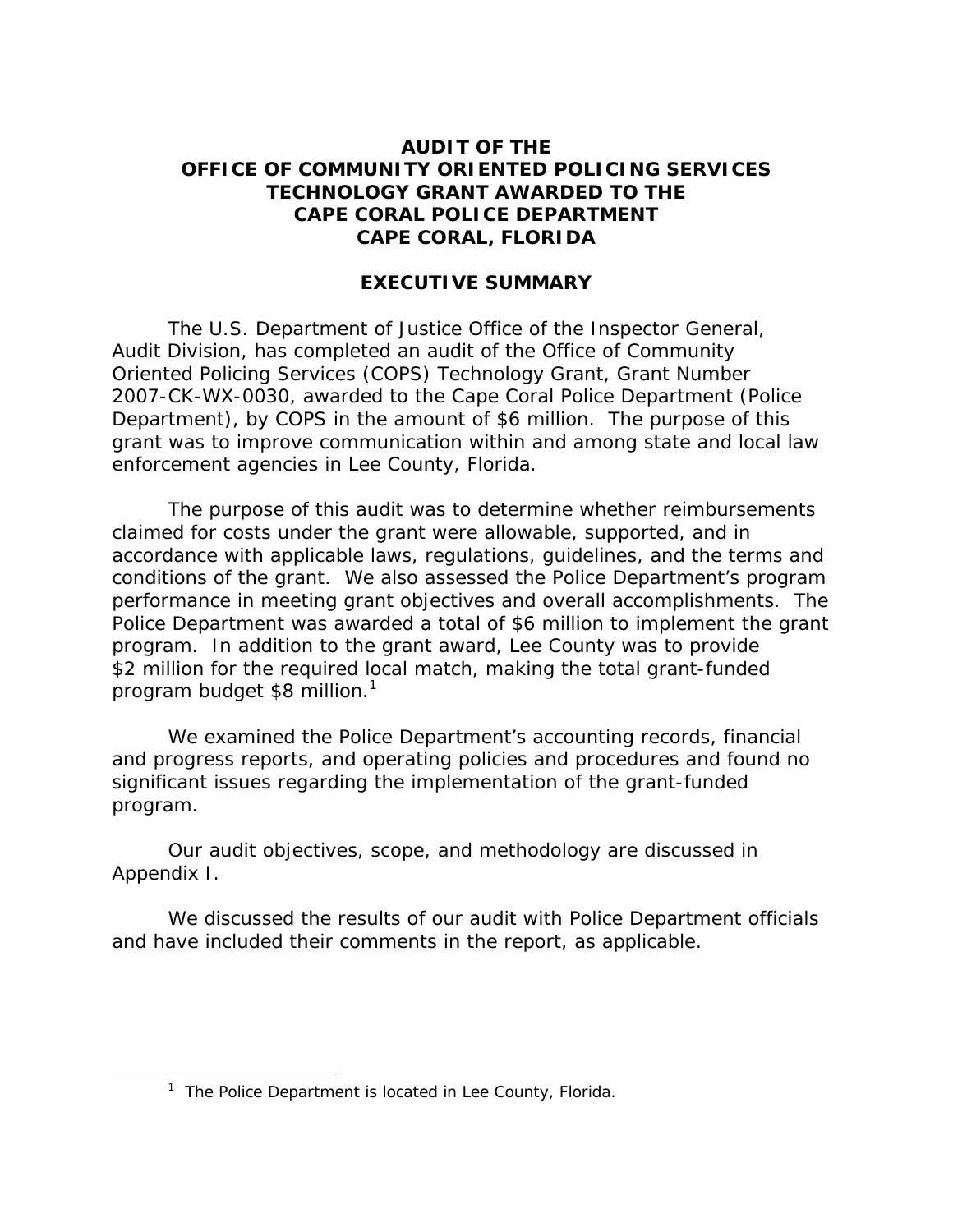# AUDIT OF THE OFFICE OF COMMUNITY ORIENTED POLICING SERVICES TECHNOLOGY GRANT AWARDED TO THE CAPE CORAL POLICE DEPARTMENT CAPE CORAL, FLORIDA

## EXECUTIVE SUMMARY

The U.S. Department of Justice Office of the Inspector General, Audit Division, has completed an audit of the Office of Community Oriented Policing Services (COPS) Technology Grant, Grant Number 2007-CK-WX-0030, awarded to the Cape Coral Police Department (Police Department), by COPS in the amount of $6 million. The purpose of this grant was to improve communication within and among state and local law enforcement agencies in Lee County, Florida.

The purpose of this audit was to determine whether reimbursements claimed for costs under the grant were allowable, supported, and in accordance with applicable laws, regulations, guidelines, and the terms and conditions of the grant. We also assessed the Police Department's program performance in meeting grant objectives and overall accomplishments. The Police Department was awarded a total of $6 million to implement the grant program. In addition to the grant award, Lee County was to provide $2 million for the required local match, making the total grant-funded program budget $8 million.[1]

We examined the Police Department's accounting records, financial and progress reports, and operating policies and procedures and found no significant issues regarding the implementation of the grant-funded program.

Our audit objectives, scope, and methodology are discussed in Appendix I.

We discussed the results of our audit with Police Department officials and have included their comments in the report, as applicable.

---

[1] The Police Department is located in Lee County, Florida.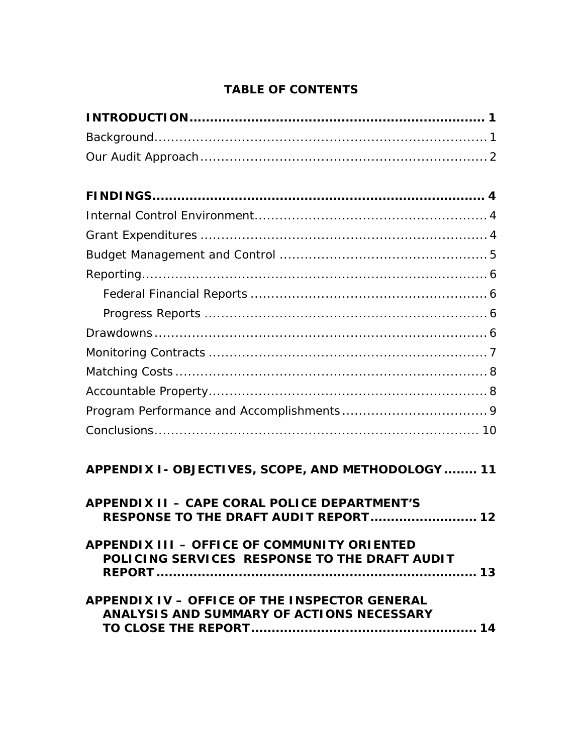# TABLE OF CONTENTS

**INTRODUCTION............................................................................ 1**

Background.............................................................................. 1

Our Audit Approach.................................................................... 2

**FINDINGS.................................................................................. 4**

Internal Control Environment....................................................... 4

Grant Expenditures .................................................................... 4

Budget Management and Control ................................................. 5

Reporting.................................................................................. 6

- Federal Financial Reports ......................................................... 6
- Progress Reports .................................................................... 6

Drawdowns ............................................................................... 6

Monitoring Contracts .................................................................. 7

Matching Costs .......................................................................... 8

Accountable Property.................................................................. 8

Program Performance and Accomplishments .................................. 9

Conclusions............................................................................... 10

**APPENDIX I- OBJECTIVES, SCOPE, AND METHODOLOGY........ 11**

**APPENDIX II – CAPE CORAL POLICE DEPARTMENT'S RESPONSE TO THE DRAFT AUDIT REPORT.......................... 12**

**APPENDIX III – OFFICE OF COMMUNITY ORIENTED POLICING SERVICES RESPONSE TO THE DRAFT AUDIT REPORT.............................................................................. 13**

**APPENDIX IV – OFFICE OF THE INSPECTOR GENERAL ANALYSIS AND SUMMARY OF ACTIONS NECESSARY TO CLOSE THE REPORT...................................................... 14**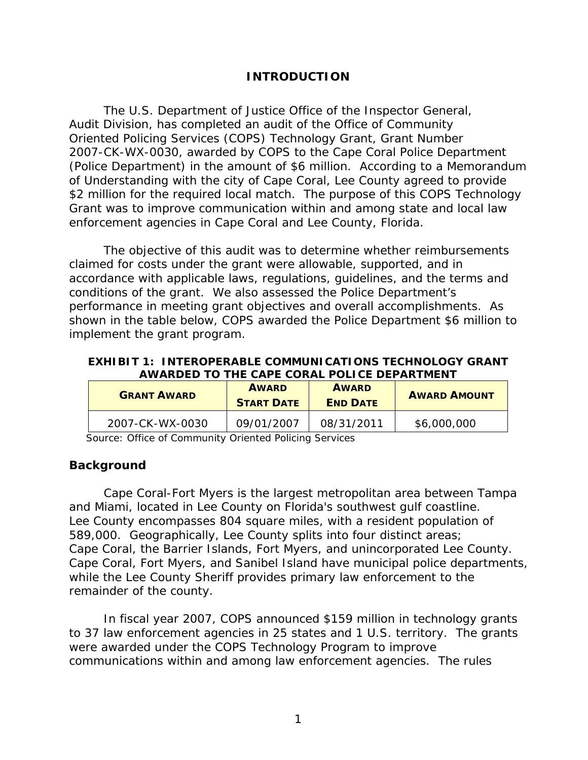## INTRODUCTION

The U.S. Department of Justice Office of the Inspector General, Audit Division, has completed an audit of the Office of Community Oriented Policing Services (COPS) Technology Grant, Grant Number 2007-CK-WX-0030, awarded by COPS to the Cape Coral Police Department (Police Department) in the amount of $6 million. According to a Memorandum of Understanding with the city of Cape Coral, Lee County agreed to provide $2 million for the required local match. The purpose of this COPS Technology Grant was to improve communication within and among state and local law enforcement agencies in Cape Coral and Lee County, Florida.

The objective of this audit was to determine whether reimbursements claimed for costs under the grant were allowable, supported, and in accordance with applicable laws, regulations, guidelines, and the terms and conditions of the grant. We also assessed the Police Department's performance in meeting grant objectives and overall accomplishments. As shown in the table below, COPS awarded the Police Department $6 million to implement the grant program.

**EXHIBIT 1: INTEROPERABLE COMMUNICATIONS TECHNOLOGY GRANT AWARDED TO THE CAPE CORAL POLICE DEPARTMENT**

| GRANT AWARD | AWARD START DATE | AWARD END DATE | AWARD AMOUNT |
|---|---|---|---|
| 2007-CK-WX-0030 | 09/01/2007 | 08/31/2011 | $6,000,000 |

Source: Office of Community Oriented Policing Services

### Background

Cape Coral-Fort Myers is the largest metropolitan area between Tampa and Miami, located in Lee County on Florida's southwest gulf coastline. Lee County encompasses 804 square miles, with a resident population of 589,000. Geographically, Lee County splits into four distinct areas; Cape Coral, the Barrier Islands, Fort Myers, and unincorporated Lee County. Cape Coral, Fort Myers, and Sanibel Island have municipal police departments, while the Lee County Sheriff provides primary law enforcement to the remainder of the county.

In fiscal year 2007, COPS announced $159 million in technology grants to 37 law enforcement agencies in 25 states and 1 U.S. territory. The grants were awarded under the COPS Technology Program to improve communications within and among law enforcement agencies. The rules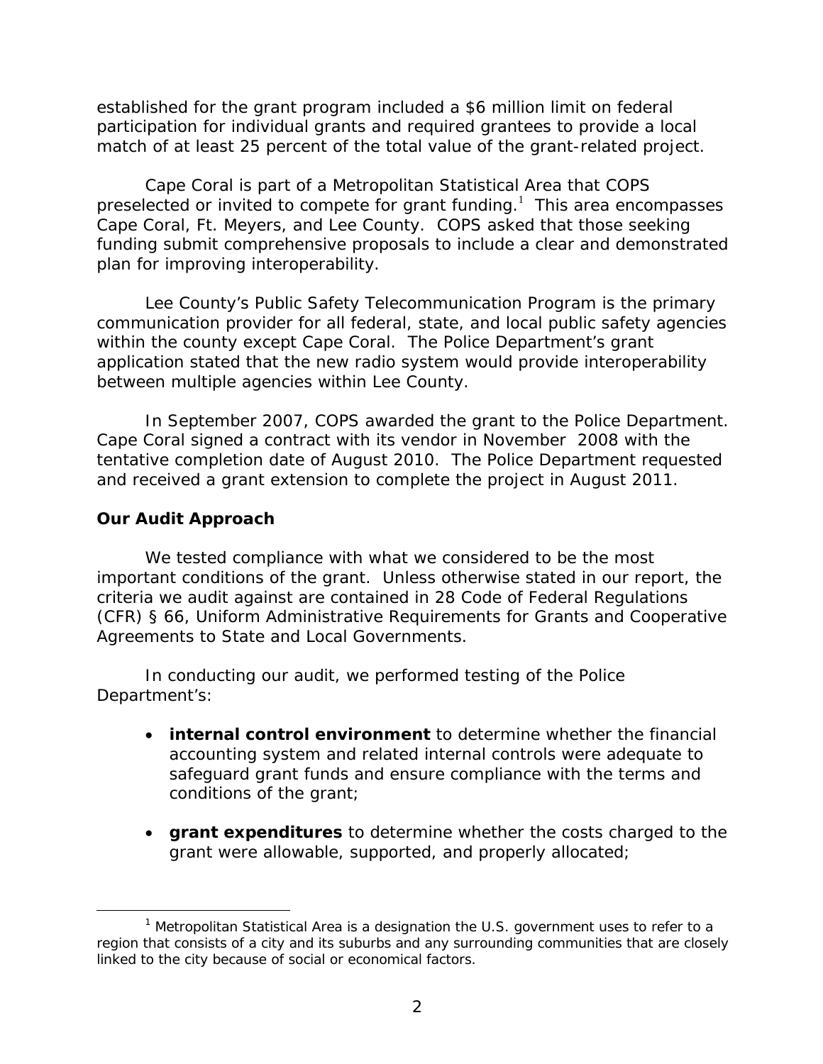established for the grant program included a $6 million limit on federal participation for individual grants and required grantees to provide a local match of at least 25 percent of the total value of the grant-related project.

Cape Coral is part of a Metropolitan Statistical Area that COPS preselected or invited to compete for grant funding.[1] This area encompasses Cape Coral, Ft. Meyers, and Lee County. COPS asked that those seeking funding submit comprehensive proposals to include a clear and demonstrated plan for improving interoperability.

Lee County's Public Safety Telecommunication Program is the primary communication provider for all federal, state, and local public safety agencies within the county except Cape Coral. The Police Department's grant application stated that the new radio system would provide interoperability between multiple agencies within Lee County.

In September 2007, COPS awarded the grant to the Police Department. Cape Coral signed a contract with its vendor in November 2008 with the tentative completion date of August 2010. The Police Department requested and received a grant extension to complete the project in August 2011.

## Our Audit Approach

We tested compliance with what we considered to be the most important conditions of the grant. Unless otherwise stated in our report, the criteria we audit against are contained in 28 Code of Federal Regulations (CFR) § 66, Uniform Administrative Requirements for Grants and Cooperative Agreements to State and Local Governments.

In conducting our audit, we performed testing of the Police Department's:

- **internal control environment** to determine whether the financial accounting system and related internal controls were adequate to safeguard grant funds and ensure compliance with the terms and conditions of the grant;

- **grant expenditures** to determine whether the costs charged to the grant were allowable, supported, and properly allocated;

[1] Metropolitan Statistical Area is a designation the U.S. government uses to refer to a region that consists of a city and its suburbs and any surrounding communities that are closely linked to the city because of social or economical factors.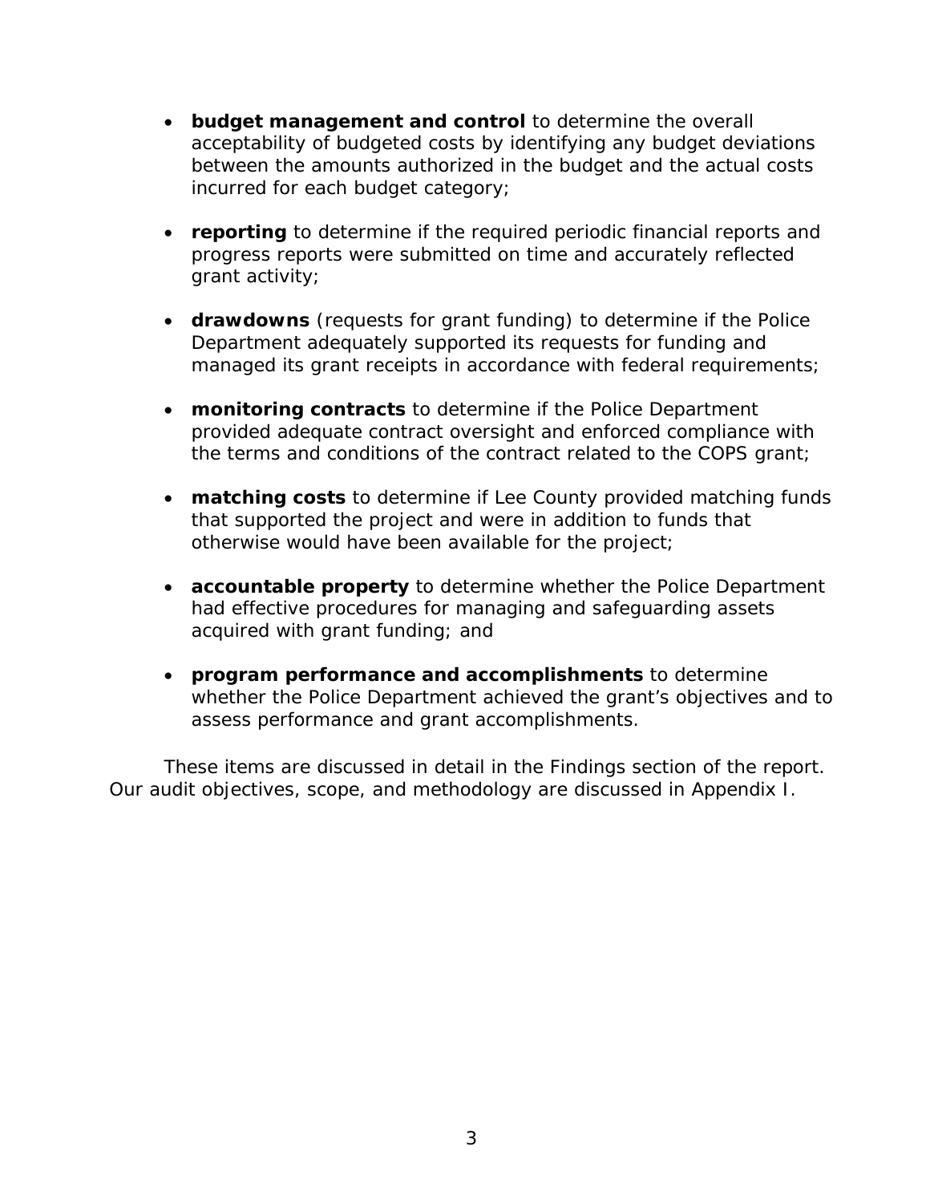- **budget management and control** to determine the overall acceptability of budgeted costs by identifying any budget deviations between the amounts authorized in the budget and the actual costs incurred for each budget category;

- **reporting** to determine if the required periodic financial reports and progress reports were submitted on time and accurately reflected grant activity;

- **drawdowns** (requests for grant funding) to determine if the Police Department adequately supported its requests for funding and managed its grant receipts in accordance with federal requirements;

- **monitoring contracts** to determine if the Police Department provided adequate contract oversight and enforced compliance with the terms and conditions of the contract related to the COPS grant;

- **matching costs** to determine if Lee County provided matching funds that supported the project and were in addition to funds that otherwise would have been available for the project;

- **accountable property** to determine whether the Police Department had effective procedures for managing and safeguarding assets acquired with grant funding; and

- **program performance and accomplishments** to determine whether the Police Department achieved the grant's objectives and to assess performance and grant accomplishments.

These items are discussed in detail in the Findings section of the report. Our audit objectives, scope, and methodology are discussed in Appendix I.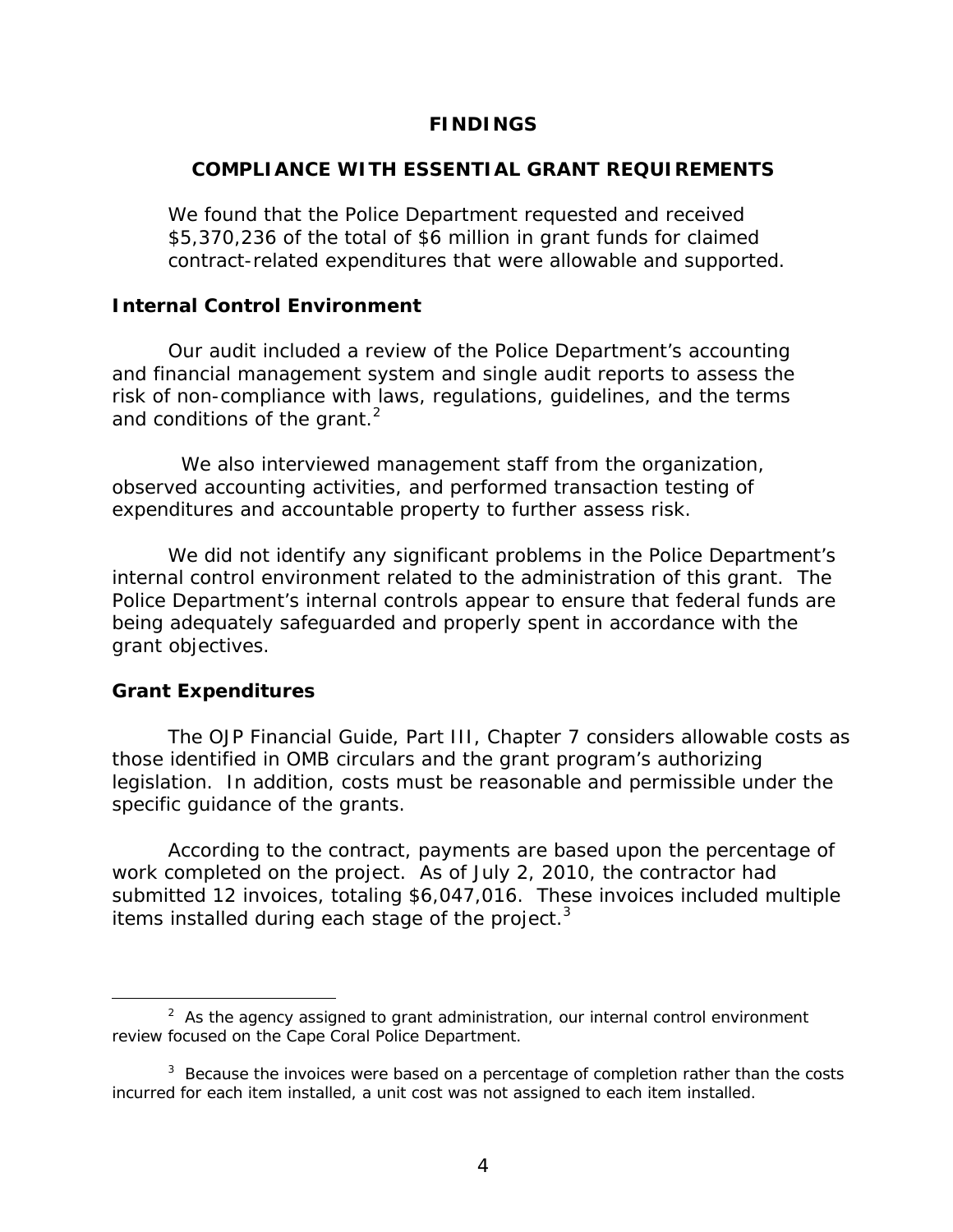# FINDINGS

## COMPLIANCE WITH ESSENTIAL GRANT REQUIREMENTS

We found that the Police Department requested and received $5,370,236 of the total of $6 million in grant funds for claimed contract-related expenditures that were allowable and supported.

### Internal Control Environment

Our audit included a review of the Police Department's accounting and financial management system and single audit reports to assess the risk of non-compliance with laws, regulations, guidelines, and the terms and conditions of the grant.[2]

We also interviewed management staff from the organization, observed accounting activities, and performed transaction testing of expenditures and accountable property to further assess risk.

We did not identify any significant problems in the Police Department's internal control environment related to the administration of this grant. The Police Department's internal controls appear to ensure that federal funds are being adequately safeguarded and properly spent in accordance with the grant objectives.

### Grant Expenditures

The OJP Financial Guide, Part III, Chapter 7 considers allowable costs as those identified in OMB circulars and the grant program's authorizing legislation. In addition, costs must be reasonable and permissible under the specific guidance of the grants.

According to the contract, payments are based upon the percentage of work completed on the project. As of July 2, 2010, the contractor had submitted 12 invoices, totaling $6,047,016. These invoices included multiple items installed during each stage of the project.[3]

---

[2] As the agency assigned to grant administration, our internal control environment review focused on the Cape Coral Police Department.

[3] Because the invoices were based on a percentage of completion rather than the costs incurred for each item installed, a unit cost was not assigned to each item installed.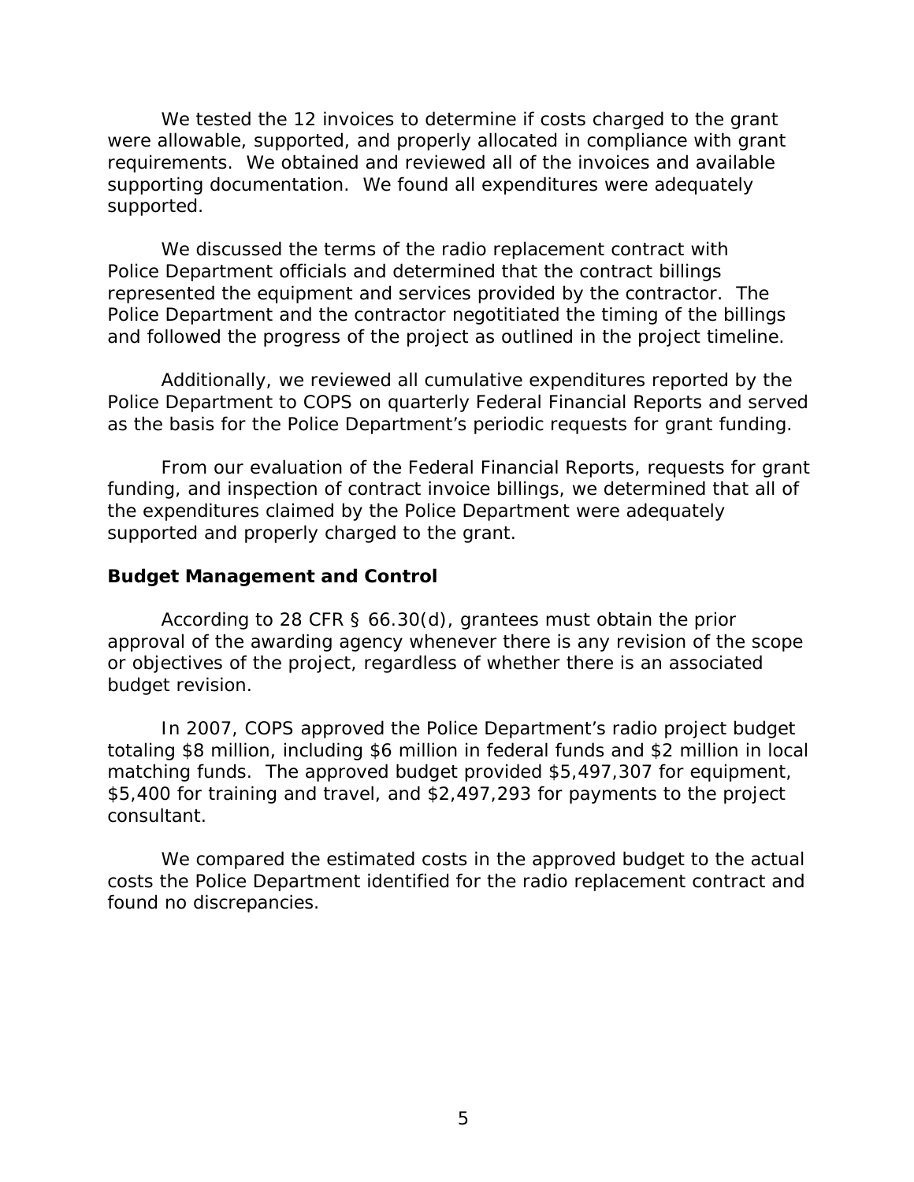We tested the 12 invoices to determine if costs charged to the grant were allowable, supported, and properly allocated in compliance with grant requirements. We obtained and reviewed all of the invoices and available supporting documentation. We found all expenditures were adequately supported.

We discussed the terms of the radio replacement contract with Police Department officials and determined that the contract billings represented the equipment and services provided by the contractor. The Police Department and the contractor negotitiated the timing of the billings and followed the progress of the project as outlined in the project timeline.

Additionally, we reviewed all cumulative expenditures reported by the Police Department to COPS on quarterly Federal Financial Reports and served as the basis for the Police Department's periodic requests for grant funding.

From our evaluation of the Federal Financial Reports, requests for grant funding, and inspection of contract invoice billings, we determined that all of the expenditures claimed by the Police Department were adequately supported and properly charged to the grant.

## Budget Management and Control

According to 28 CFR § 66.30(d), grantees must obtain the prior approval of the awarding agency whenever there is any revision of the scope or objectives of the project, regardless of whether there is an associated budget revision.

In 2007, COPS approved the Police Department's radio project budget totaling $8 million, including $6 million in federal funds and $2 million in local matching funds. The approved budget provided $5,497,307 for equipment, $5,400 for training and travel, and $2,497,293 for payments to the project consultant.

We compared the estimated costs in the approved budget to the actual costs the Police Department identified for the radio replacement contract and found no discrepancies.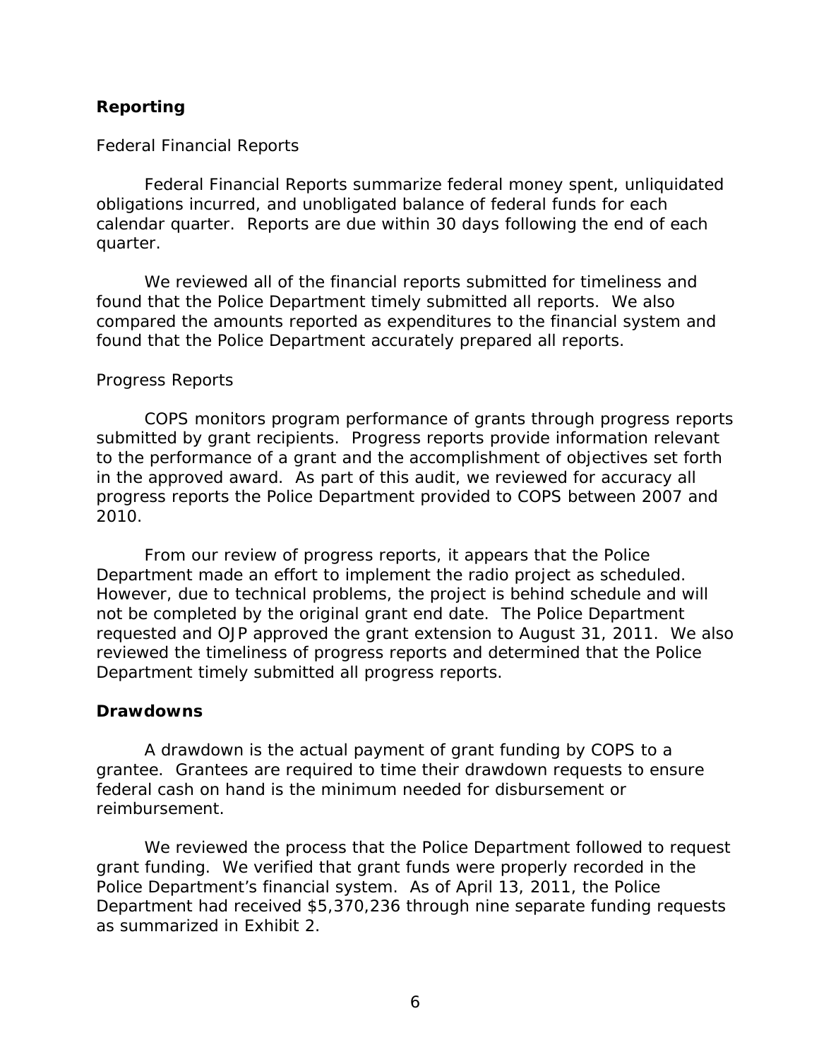## Reporting

### Federal Financial Reports

Federal Financial Reports summarize federal money spent, unliquidated obligations incurred, and unobligated balance of federal funds for each calendar quarter. Reports are due within 30 days following the end of each quarter.

We reviewed all of the financial reports submitted for timeliness and found that the Police Department timely submitted all reports. We also compared the amounts reported as expenditures to the financial system and found that the Police Department accurately prepared all reports.

### Progress Reports

COPS monitors program performance of grants through progress reports submitted by grant recipients. Progress reports provide information relevant to the performance of a grant and the accomplishment of objectives set forth in the approved award. As part of this audit, we reviewed for accuracy all progress reports the Police Department provided to COPS between 2007 and 2010.

From our review of progress reports, it appears that the Police Department made an effort to implement the radio project as scheduled. However, due to technical problems, the project is behind schedule and will not be completed by the original grant end date. The Police Department requested and OJP approved the grant extension to August 31, 2011. We also reviewed the timeliness of progress reports and determined that the Police Department timely submitted all progress reports.

## Drawdowns

A drawdown is the actual payment of grant funding by COPS to a grantee. Grantees are required to time their drawdown requests to ensure federal cash on hand is the minimum needed for disbursement or reimbursement.

We reviewed the process that the Police Department followed to request grant funding. We verified that grant funds were properly recorded in the Police Department's financial system. As of April 13, 2011, the Police Department had received $5,370,236 through nine separate funding requests as summarized in Exhibit 2.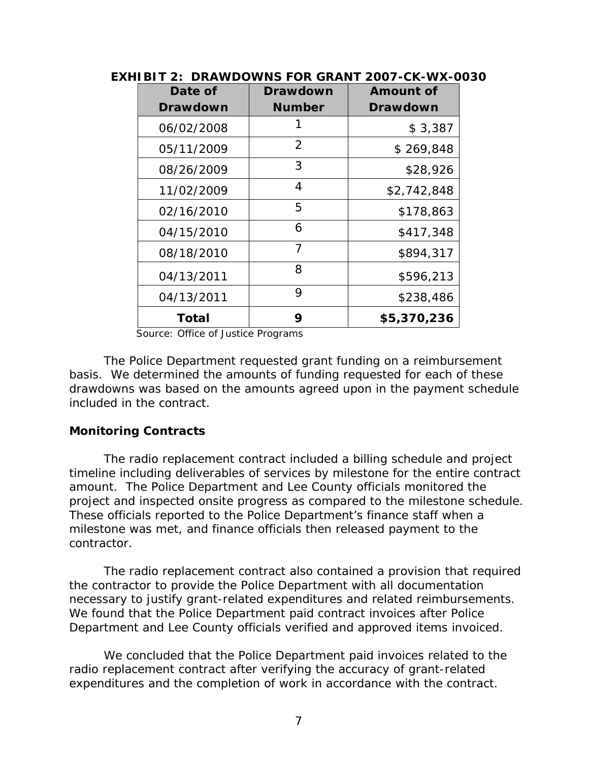**EXHIBIT 2: DRAWDOWNS FOR GRANT 2007-CK-WX-0030**

| Date of Drawdown | Drawdown Number | Amount of Drawdown |
|---|---|---|
| 06/02/2008 | 1 | $ 3,387 |
| 05/11/2009 | 2 | $ 269,848 |
| 08/26/2009 | 3 | $28,926 |
| 11/02/2009 | 4 | $2,742,848 |
| 02/16/2010 | 5 | $178,863 |
| 04/15/2010 | 6 | $417,348 |
| 08/18/2010 | 7 | $894,317 |
| 04/13/2011 | 8 | $596,213 |
| 04/13/2011 | 9 | $238,486 |
| **Total** | **9** | **$5,370,236** |

Source: Office of Justice Programs

The Police Department requested grant funding on a reimbursement basis. We determined the amounts of funding requested for each of these drawdowns was based on the amounts agreed upon in the payment schedule included in the contract.

### Monitoring Contracts

The radio replacement contract included a billing schedule and project timeline including deliverables of services by milestone for the entire contract amount. The Police Department and Lee County officials monitored the project and inspected onsite progress as compared to the milestone schedule. These officials reported to the Police Department's finance staff when a milestone was met, and finance officials then released payment to the contractor.

The radio replacement contract also contained a provision that required the contractor to provide the Police Department with all documentation necessary to justify grant-related expenditures and related reimbursements. We found that the Police Department paid contract invoices after Police Department and Lee County officials verified and approved items invoiced.

We concluded that the Police Department paid invoices related to the radio replacement contract after verifying the accuracy of grant-related expenditures and the completion of work in accordance with the contract.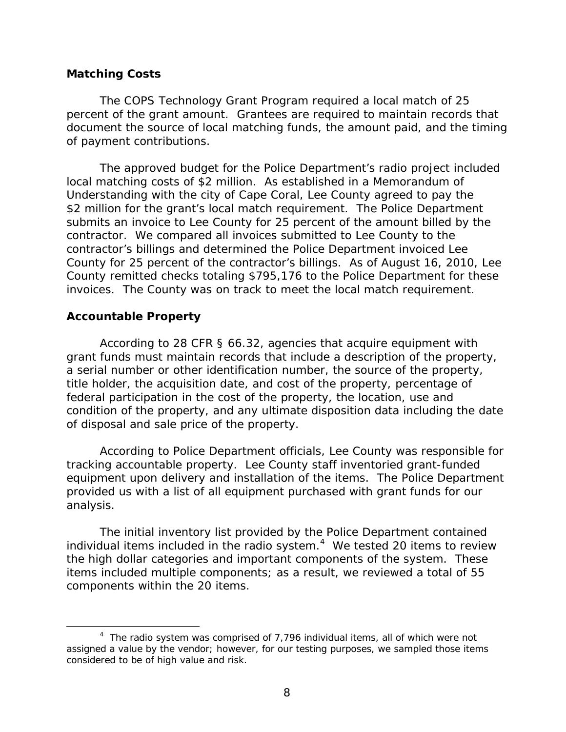### Matching Costs

The COPS Technology Grant Program required a local match of 25 percent of the grant amount. Grantees are required to maintain records that document the source of local matching funds, the amount paid, and the timing of payment contributions.

The approved budget for the Police Department's radio project included local matching costs of $2 million. As established in a Memorandum of Understanding with the city of Cape Coral, Lee County agreed to pay the $2 million for the grant's local match requirement. The Police Department submits an invoice to Lee County for 25 percent of the amount billed by the contractor. We compared all invoices submitted to Lee County to the contractor's billings and determined the Police Department invoiced Lee County for 25 percent of the contractor's billings. As of August 16, 2010, Lee County remitted checks totaling $795,176 to the Police Department for these invoices. The County was on track to meet the local match requirement.

### Accountable Property

According to 28 CFR § 66.32, agencies that acquire equipment with grant funds must maintain records that include a description of the property, a serial number or other identification number, the source of the property, title holder, the acquisition date, and cost of the property, percentage of federal participation in the cost of the property, the location, use and condition of the property, and any ultimate disposition data including the date of disposal and sale price of the property.

According to Police Department officials, Lee County was responsible for tracking accountable property. Lee County staff inventoried grant-funded equipment upon delivery and installation of the items. The Police Department provided us with a list of all equipment purchased with grant funds for our analysis.

The initial inventory list provided by the Police Department contained individual items included in the radio system.[4] We tested 20 items to review the high dollar categories and important components of the system. These items included multiple components; as a result, we reviewed a total of 55 components within the 20 items.

[4] The radio system was comprised of 7,796 individual items, all of which were not assigned a value by the vendor; however, for our testing purposes, we sampled those items considered to be of high value and risk.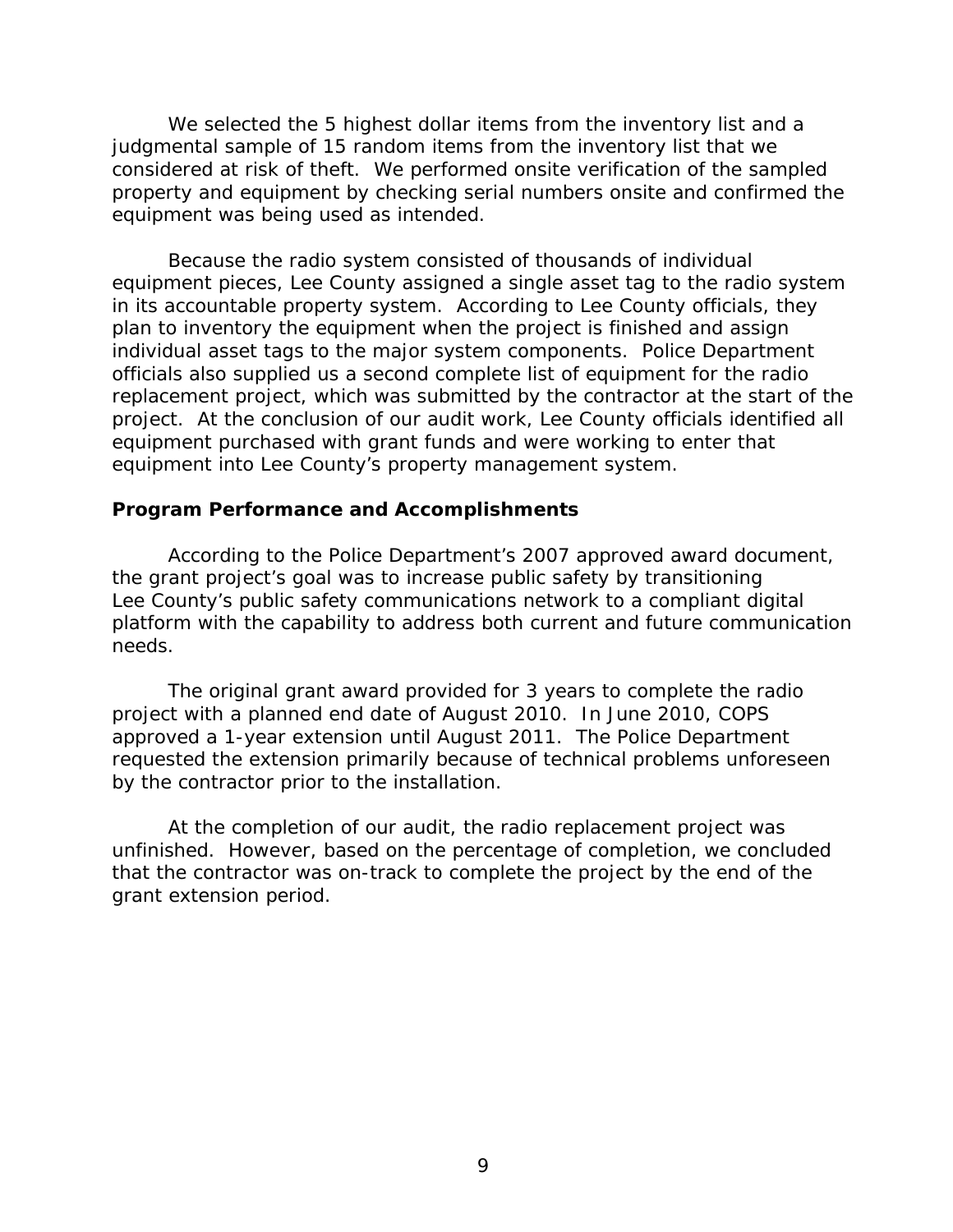We selected the 5 highest dollar items from the inventory list and a judgmental sample of 15 random items from the inventory list that we considered at risk of theft. We performed onsite verification of the sampled property and equipment by checking serial numbers onsite and confirmed the equipment was being used as intended.

Because the radio system consisted of thousands of individual equipment pieces, Lee County assigned a single asset tag to the radio system in its accountable property system. According to Lee County officials, they plan to inventory the equipment when the project is finished and assign individual asset tags to the major system components. Police Department officials also supplied us a second complete list of equipment for the radio replacement project, which was submitted by the contractor at the start of the project. At the conclusion of our audit work, Lee County officials identified all equipment purchased with grant funds and were working to enter that equipment into Lee County's property management system.

### Program Performance and Accomplishments

According to the Police Department's 2007 approved award document, the grant project's goal was to increase public safety by transitioning Lee County's public safety communications network to a compliant digital platform with the capability to address both current and future communication needs.

The original grant award provided for 3 years to complete the radio project with a planned end date of August 2010. In June 2010, COPS approved a 1-year extension until August 2011. The Police Department requested the extension primarily because of technical problems unforeseen by the contractor prior to the installation.

At the completion of our audit, the radio replacement project was unfinished. However, based on the percentage of completion, we concluded that the contractor was on-track to complete the project by the end of the grant extension period.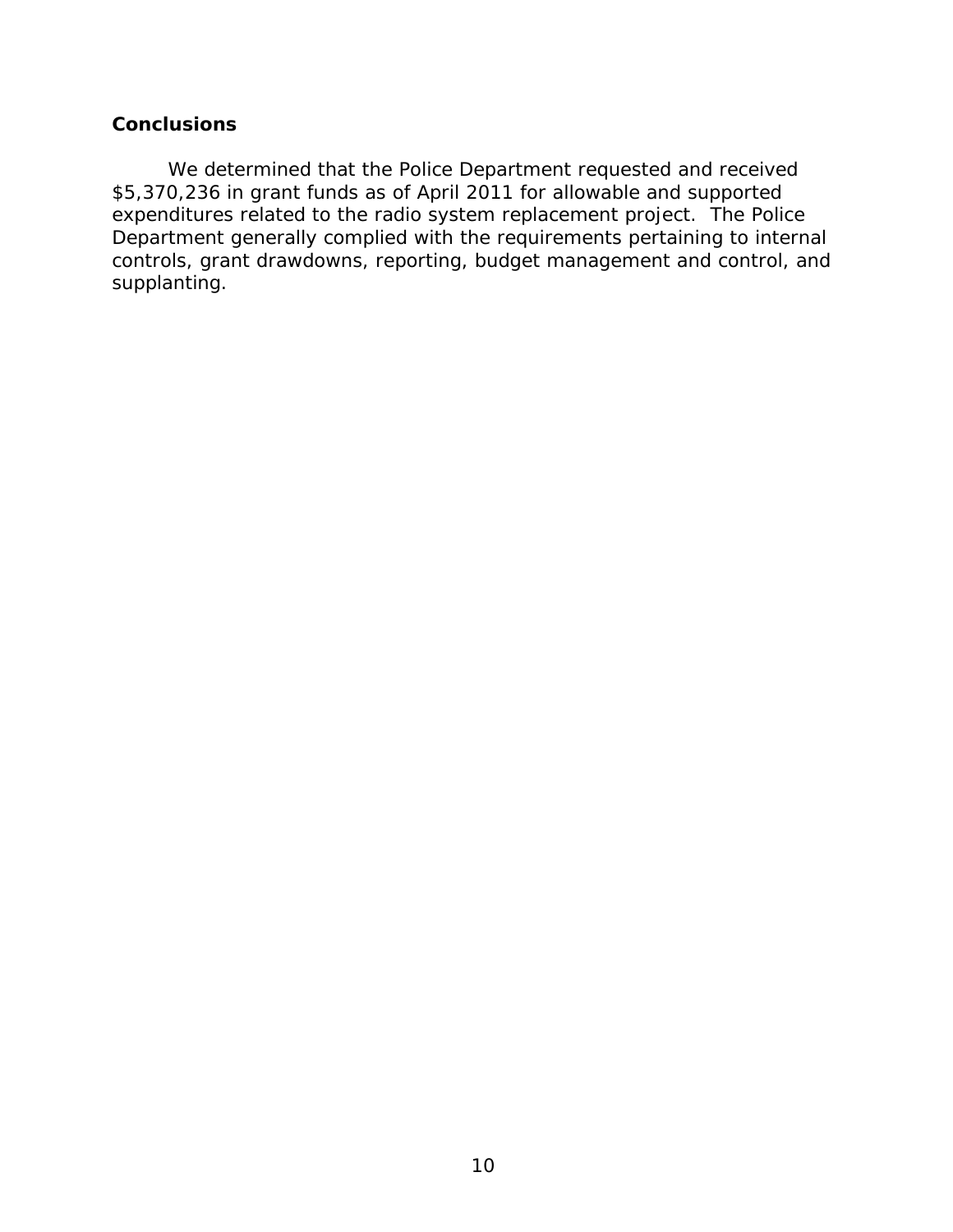## Conclusions

We determined that the Police Department requested and received $5,370,236 in grant funds as of April 2011 for allowable and supported expenditures related to the radio system replacement project. The Police Department generally complied with the requirements pertaining to internal controls, grant drawdowns, reporting, budget management and control, and supplanting.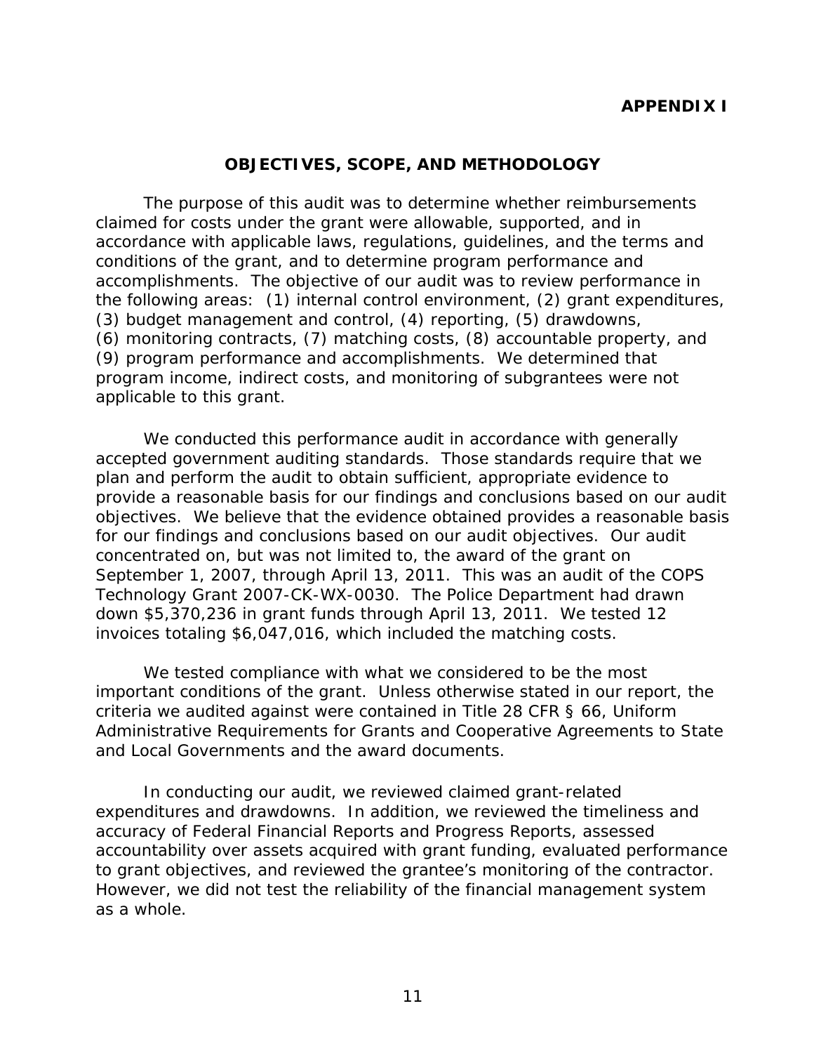**APPENDIX I**

## OBJECTIVES, SCOPE, AND METHODOLOGY

The purpose of this audit was to determine whether reimbursements claimed for costs under the grant were allowable, supported, and in accordance with applicable laws, regulations, guidelines, and the terms and conditions of the grant, and to determine program performance and accomplishments. The objective of our audit was to review performance in the following areas: (1) internal control environment, (2) grant expenditures, (3) budget management and control, (4) reporting, (5) drawdowns, (6) monitoring contracts, (7) matching costs, (8) accountable property, and (9) program performance and accomplishments. We determined that program income, indirect costs, and monitoring of subgrantees were not applicable to this grant.

We conducted this performance audit in accordance with generally accepted government auditing standards. Those standards require that we plan and perform the audit to obtain sufficient, appropriate evidence to provide a reasonable basis for our findings and conclusions based on our audit objectives. We believe that the evidence obtained provides a reasonable basis for our findings and conclusions based on our audit objectives. Our audit concentrated on, but was not limited to, the award of the grant on September 1, 2007, through April 13, 2011. This was an audit of the COPS Technology Grant 2007-CK-WX-0030. The Police Department had drawn down $5,370,236 in grant funds through April 13, 2011. We tested 12 invoices totaling $6,047,016, which included the matching costs.

We tested compliance with what we considered to be the most important conditions of the grant. Unless otherwise stated in our report, the criteria we audited against were contained in Title 28 CFR § 66, Uniform Administrative Requirements for Grants and Cooperative Agreements to State and Local Governments and the award documents.

In conducting our audit, we reviewed claimed grant-related expenditures and drawdowns. In addition, we reviewed the timeliness and accuracy of Federal Financial Reports and Progress Reports, assessed accountability over assets acquired with grant funding, evaluated performance to grant objectives, and reviewed the grantee's monitoring of the contractor. However, we did not test the reliability of the financial management system as a whole.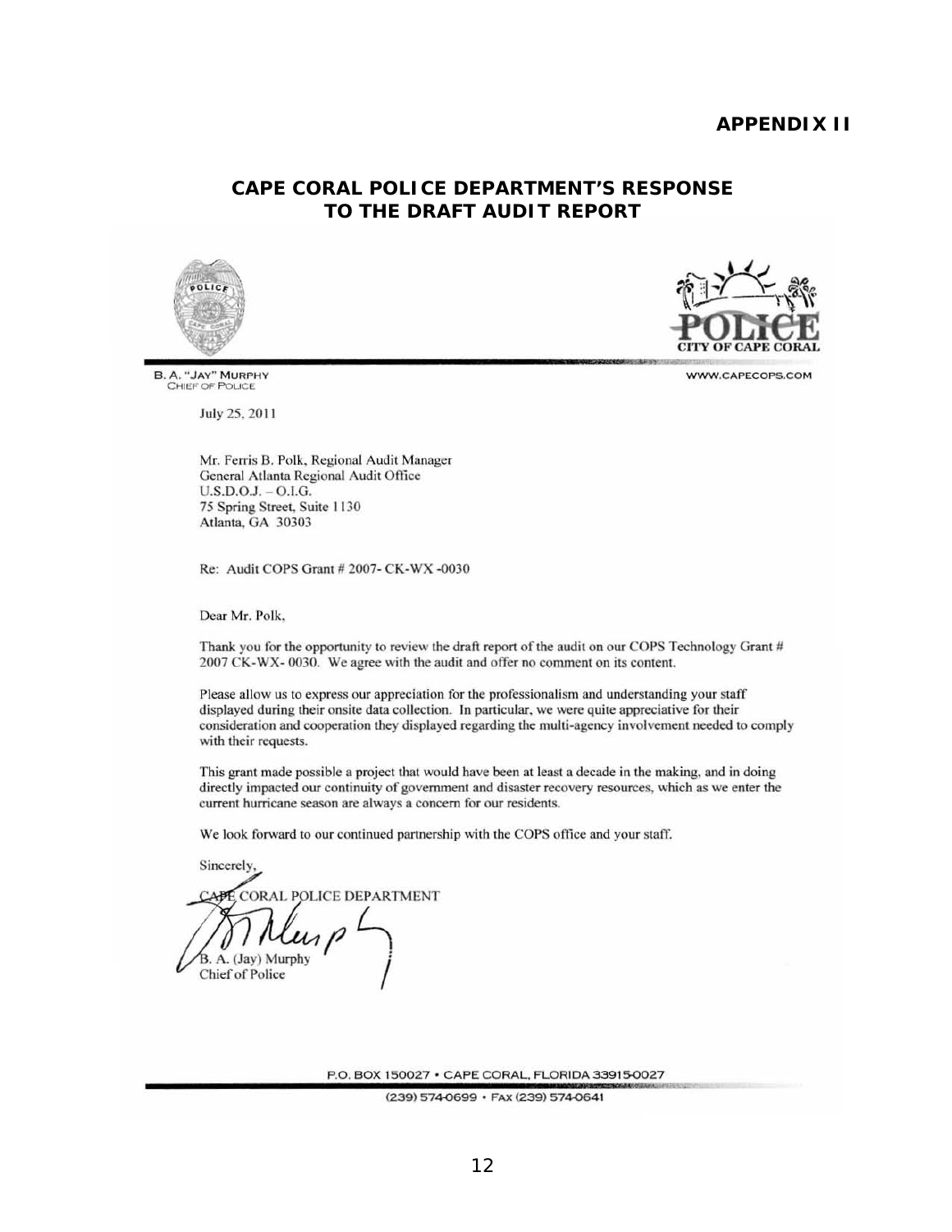**APPENDIX II**

## CAPE CORAL POLICE DEPARTMENT'S RESPONSE TO THE DRAFT AUDIT REPORT

B. A. "JAY" MURPHY
CHIEF OF POLICE

POLICE
CITY OF CAPE CORAL
WWW.CAPECOPS.COM

July 25, 2011

Mr. Ferris B. Polk, Regional Audit Manager
General Atlanta Regional Audit Office
U.S.D.O.J. – O.I.G.
75 Spring Street, Suite 1130
Atlanta, GA 30303

Re: Audit COPS Grant # 2007- CK-WX -0030

Dear Mr. Polk,

Thank you for the opportunity to review the draft report of the audit on our COPS Technology Grant # 2007 CK-WX- 0030. We agree with the audit and offer no comment on its content.

Please allow us to express our appreciation for the professionalism and understanding your staff displayed during their onsite data collection. In particular, we were quite appreciative for their consideration and cooperation they displayed regarding the multi-agency involvement needed to comply with their requests.

This grant made possible a project that would have been at least a decade in the making, and in doing directly impacted our continuity of government and disaster recovery resources, which as we enter the current hurricane season are always a concern for our residents.

We look forward to our continued partnership with the COPS office and your staff.

Sincerely,

CAPE CORAL POLICE DEPARTMENT

B. A. (Jay) Murphy
Chief of Police

P.O. BOX 150027 • CAPE CORAL, FLORIDA 33915-0027
(239) 574-0699 • FAX (239) 574-0641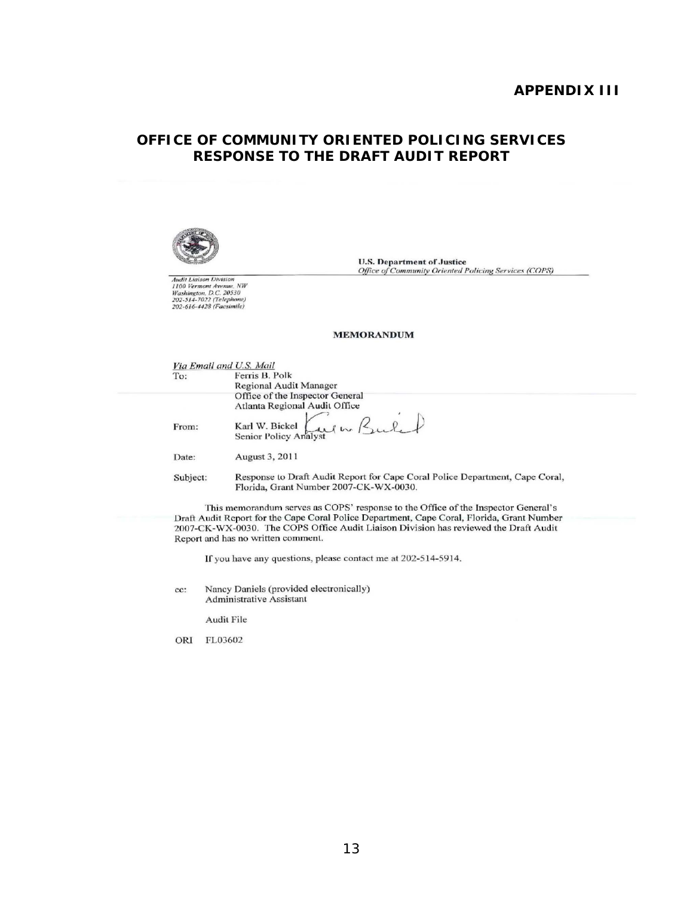**APPENDIX III**

## OFFICE OF COMMUNITY ORIENTED POLICING SERVICES RESPONSE TO THE DRAFT AUDIT REPORT

**U.S. Department of Justice**
*Office of Community Oriented Policing Services (COPS)*

*Audit Liaison Division*
*1100 Vermont Avenue, NW*
*Washington, D.C. 20530*
*202-514-7022 (Telephone)*
*202-616-4428 (Facsimile)*

**MEMORANDUM**

*Via Email and U.S. Mail*

To: Ferris B. Polk
Regional Audit Manager
Office of the Inspector General
Atlanta Regional Audit Office

From: Karl W. Bickel
Senior Policy Analyst

Date: August 3, 2011

Subject: Response to Draft Audit Report for Cape Coral Police Department, Cape Coral, Florida, Grant Number 2007-CK-WX-0030.

This memorandum serves as COPS' response to the Office of the Inspector General's Draft Audit Report for the Cape Coral Police Department, Cape Coral, Florida, Grant Number 2007-CK-WX-0030. The COPS Office Audit Liaison Division has reviewed the Draft Audit Report and has no written comment.

If you have any questions, please contact me at 202-514-5914.

cc: Nancy Daniels (provided electronically)
Administrative Assistant

Audit File

ORI FL03602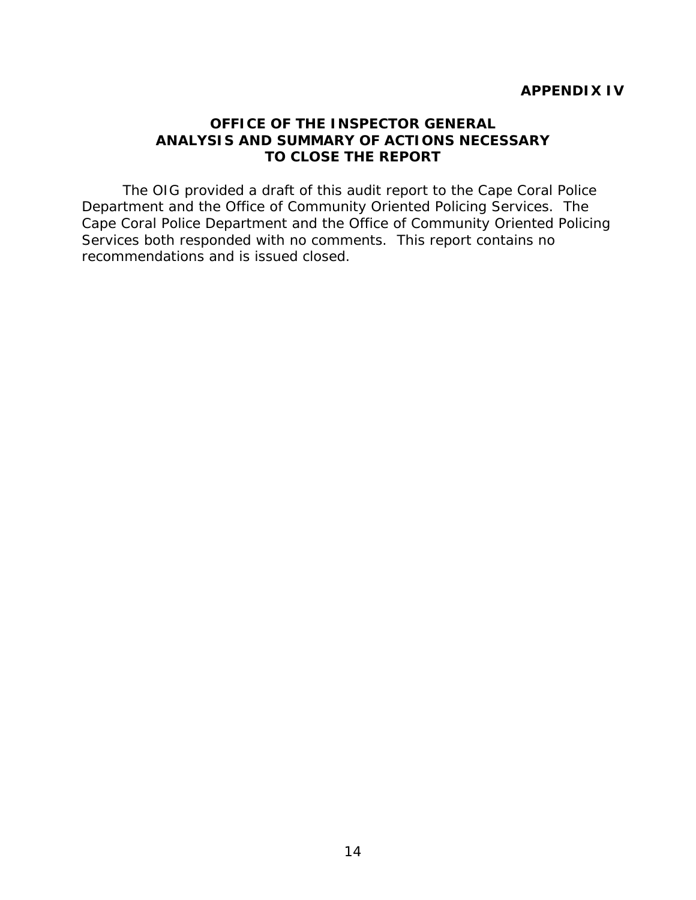**APPENDIX IV**

## OFFICE OF THE INSPECTOR GENERAL ANALYSIS AND SUMMARY OF ACTIONS NECESSARY TO CLOSE THE REPORT

The OIG provided a draft of this audit report to the Cape Coral Police Department and the Office of Community Oriented Policing Services. The Cape Coral Police Department and the Office of Community Oriented Policing Services both responded with no comments. This report contains no recommendations and is issued closed.